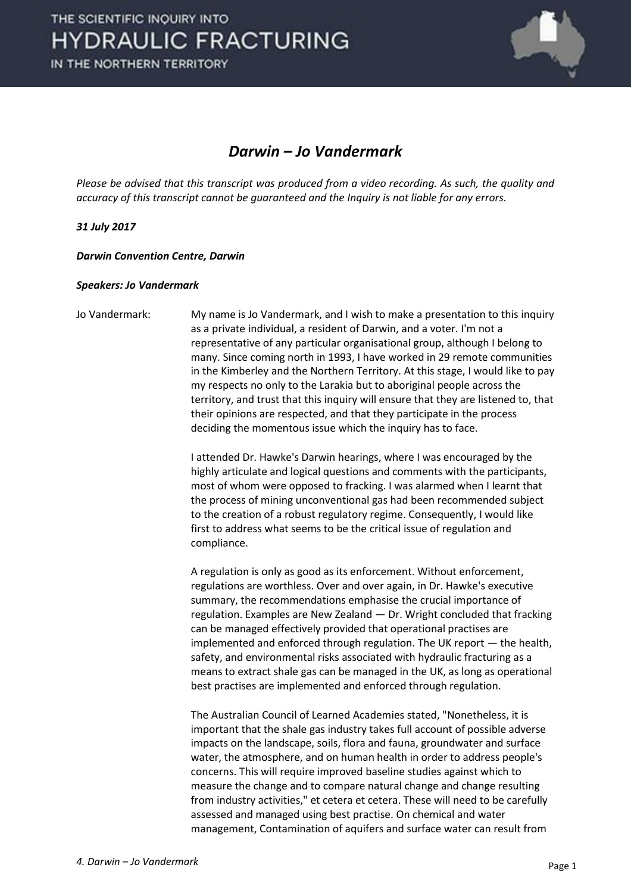# *Darwin – Jo Vandermark*

*Please be advised that this transcript was produced from a video recording. As such, the quality and accuracy of this transcript cannot be guaranteed and the Inquiry is not liable for any errors.*

***31 July 2017***

***Darwin Convention Centre, Darwin***

***Speakers: Jo Vandermark***

Jo Vandermark: My name is Jo Vandermark, and I wish to make a presentation to this inquiry as a private individual, a resident of Darwin, and a voter. I'm not a representative of any particular organisational group, although I belong to many. Since coming north in 1993, I have worked in 29 remote communities in the Kimberley and the Northern Territory. At this stage, I would like to pay my respects no only to the Larakia but to aboriginal people across the territory, and trust that this inquiry will ensure that they are listened to, that their opinions are respected, and that they participate in the process deciding the momentous issue which the inquiry has to face.

I attended Dr. Hawke's Darwin hearings, where I was encouraged by the highly articulate and logical questions and comments with the participants, most of whom were opposed to fracking. I was alarmed when I learnt that the process of mining unconventional gas had been recommended subject to the creation of a robust regulatory regime. Consequently, I would like first to address what seems to be the critical issue of regulation and compliance.

A regulation is only as good as its enforcement. Without enforcement, regulations are worthless. Over and over again, in Dr. Hawke's executive summary, the recommendations emphasise the crucial importance of regulation. Examples are New Zealand — Dr. Wright concluded that fracking can be managed effectively provided that operational practises are implemented and enforced through regulation. The UK report — the health, safety, and environmental risks associated with hydraulic fracturing as a means to extract shale gas can be managed in the UK, as long as operational best practises are implemented and enforced through regulation.

The Australian Council of Learned Academies stated, "Nonetheless, it is important that the shale gas industry takes full account of possible adverse impacts on the landscape, soils, flora and fauna, groundwater and surface water, the atmosphere, and on human health in order to address people's concerns. This will require improved baseline studies against which to measure the change and to compare natural change and change resulting from industry activities," et cetera et cetera. These will need to be carefully assessed and managed using best practise. On chemical and water management, Contamination of aquifers and surface water can result from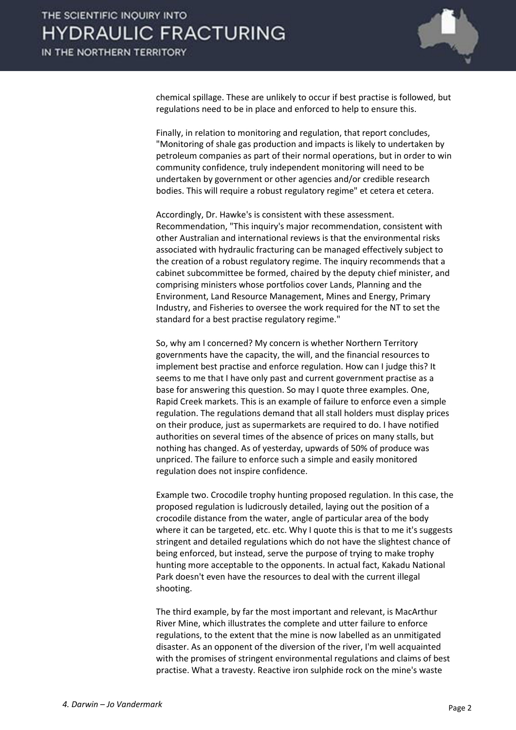chemical spillage. These are unlikely to occur if best practise is followed, but regulations need to be in place and enforced to help to ensure this.

Finally, in relation to monitoring and regulation, that report concludes, "Monitoring of shale gas production and impacts is likely to undertaken by petroleum companies as part of their normal operations, but in order to win community confidence, truly independent monitoring will need to be undertaken by government or other agencies and/or credible research bodies. This will require a robust regulatory regime" et cetera et cetera.

Accordingly, Dr. Hawke's is consistent with these assessment. Recommendation, "This inquiry's major recommendation, consistent with other Australian and international reviews is that the environmental risks associated with hydraulic fracturing can be managed effectively subject to the creation of a robust regulatory regime. The inquiry recommends that a cabinet subcommittee be formed, chaired by the deputy chief minister, and comprising ministers whose portfolios cover Lands, Planning and the Environment, Land Resource Management, Mines and Energy, Primary Industry, and Fisheries to oversee the work required for the NT to set the standard for a best practise regulatory regime."

So, why am I concerned? My concern is whether Northern Territory governments have the capacity, the will, and the financial resources to implement best practise and enforce regulation. How can I judge this? It seems to me that I have only past and current government practise as a base for answering this question. So may I quote three examples. One, Rapid Creek markets. This is an example of failure to enforce even a simple regulation. The regulations demand that all stall holders must display prices on their produce, just as supermarkets are required to do. I have notified authorities on several times of the absence of prices on many stalls, but nothing has changed. As of yesterday, upwards of 50% of produce was unpriced. The failure to enforce such a simple and easily monitored regulation does not inspire confidence.

Example two. Crocodile trophy hunting proposed regulation. In this case, the proposed regulation is ludicrously detailed, laying out the position of a crocodile distance from the water, angle of particular area of the body where it can be targeted, etc. etc. Why I quote this is that to me it's suggests stringent and detailed regulations which do not have the slightest chance of being enforced, but instead, serve the purpose of trying to make trophy hunting more acceptable to the opponents. In actual fact, Kakadu National Park doesn't even have the resources to deal with the current illegal shooting.

The third example, by far the most important and relevant, is MacArthur River Mine, which illustrates the complete and utter failure to enforce regulations, to the extent that the mine is now labelled as an unmitigated disaster. As an opponent of the diversion of the river, I'm well acquainted with the promises of stringent environmental regulations and claims of best practise. What a travesty. Reactive iron sulphide rock on the mine's waste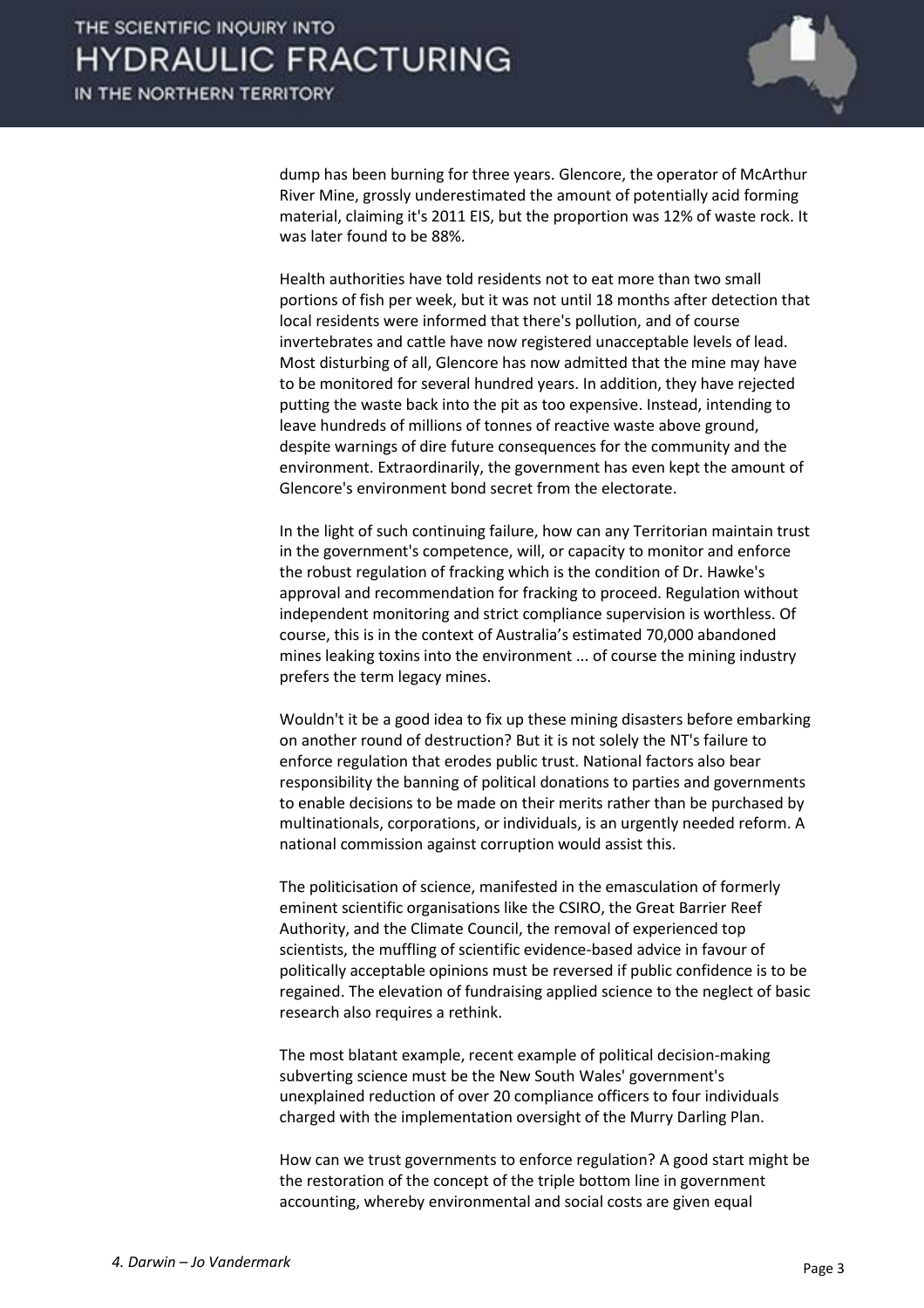dump has been burning for three years. Glencore, the operator of McArthur River Mine, grossly underestimated the amount of potentially acid forming material, claiming it's 2011 EIS, but the proportion was 12% of waste rock. It was later found to be 88%.

Health authorities have told residents not to eat more than two small portions of fish per week, but it was not until 18 months after detection that local residents were informed that there's pollution, and of course invertebrates and cattle have now registered unacceptable levels of lead. Most disturbing of all, Glencore has now admitted that the mine may have to be monitored for several hundred years. In addition, they have rejected putting the waste back into the pit as too expensive. Instead, intending to leave hundreds of millions of tonnes of reactive waste above ground, despite warnings of dire future consequences for the community and the environment. Extraordinarily, the government has even kept the amount of Glencore's environment bond secret from the electorate.

In the light of such continuing failure, how can any Territorian maintain trust in the government's competence, will, or capacity to monitor and enforce the robust regulation of fracking which is the condition of Dr. Hawke's approval and recommendation for fracking to proceed. Regulation without independent monitoring and strict compliance supervision is worthless. Of course, this is in the context of Australia's estimated 70,000 abandoned mines leaking toxins into the environment ... of course the mining industry prefers the term legacy mines.

Wouldn't it be a good idea to fix up these mining disasters before embarking on another round of destruction? But it is not solely the NT's failure to enforce regulation that erodes public trust. National factors also bear responsibility the banning of political donations to parties and governments to enable decisions to be made on their merits rather than be purchased by multinationals, corporations, or individuals, is an urgently needed reform. A national commission against corruption would assist this.

The politicisation of science, manifested in the emasculation of formerly eminent scientific organisations like the CSIRO, the Great Barrier Reef Authority, and the Climate Council, the removal of experienced top scientists, the muffling of scientific evidence-based advice in favour of politically acceptable opinions must be reversed if public confidence is to be regained. The elevation of fundraising applied science to the neglect of basic research also requires a rethink.

The most blatant example, recent example of political decision-making subverting science must be the New South Wales' government's unexplained reduction of over 20 compliance officers to four individuals charged with the implementation oversight of the Murry Darling Plan.

How can we trust governments to enforce regulation? A good start might be the restoration of the concept of the triple bottom line in government accounting, whereby environmental and social costs are given equal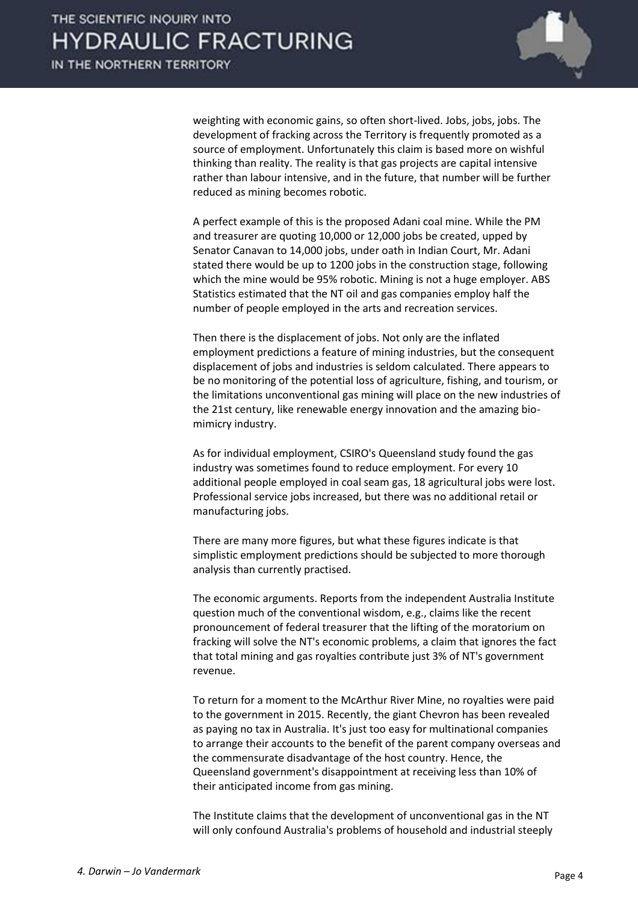weighting with economic gains, so often short-lived. Jobs, jobs, jobs. The development of fracking across the Territory is frequently promoted as a source of employment. Unfortunately this claim is based more on wishful thinking than reality. The reality is that gas projects are capital intensive rather than labour intensive, and in the future, that number will be further reduced as mining becomes robotic.

A perfect example of this is the proposed Adani coal mine. While the PM and treasurer are quoting 10,000 or 12,000 jobs be created, upped by Senator Canavan to 14,000 jobs, under oath in Indian Court, Mr. Adani stated there would be up to 1200 jobs in the construction stage, following which the mine would be 95% robotic. Mining is not a huge employer. ABS Statistics estimated that the NT oil and gas companies employ half the number of people employed in the arts and recreation services.

Then there is the displacement of jobs. Not only are the inflated employment predictions a feature of mining industries, but the consequent displacement of jobs and industries is seldom calculated. There appears to be no monitoring of the potential loss of agriculture, fishing, and tourism, or the limitations unconventional gas mining will place on the new industries of the 21st century, like renewable energy innovation and the amazing bio-mimicry industry.

As for individual employment, CSIRO's Queensland study found the gas industry was sometimes found to reduce employment. For every 10 additional people employed in coal seam gas, 18 agricultural jobs were lost. Professional service jobs increased, but there was no additional retail or manufacturing jobs.

There are many more figures, but what these figures indicate is that simplistic employment predictions should be subjected to more thorough analysis than currently practised.

The economic arguments. Reports from the independent Australia Institute question much of the conventional wisdom, e.g., claims like the recent pronouncement of federal treasurer that the lifting of the moratorium on fracking will solve the NT's economic problems, a claim that ignores the fact that total mining and gas royalties contribute just 3% of NT's government revenue.

To return for a moment to the McArthur River Mine, no royalties were paid to the government in 2015. Recently, the giant Chevron has been revealed as paying no tax in Australia. It's just too easy for multinational companies to arrange their accounts to the benefit of the parent company overseas and the commensurate disadvantage of the host country. Hence, the Queensland government's disappointment at receiving less than 10% of their anticipated income from gas mining.

The Institute claims that the development of unconventional gas in the NT will only confound Australia's problems of household and industrial steeply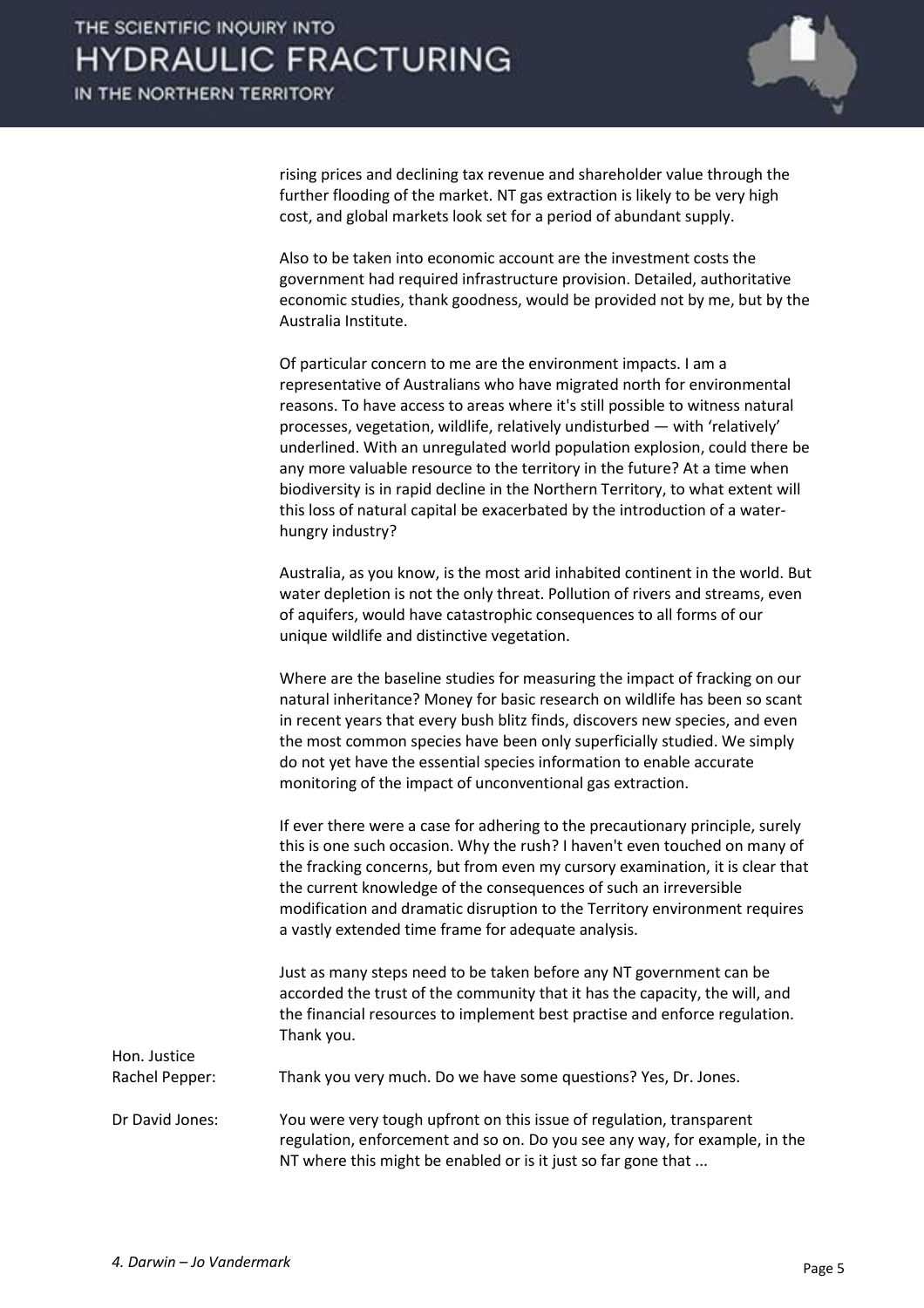rising prices and declining tax revenue and shareholder value through the further flooding of the market. NT gas extraction is likely to be very high cost, and global markets look set for a period of abundant supply.

Also to be taken into economic account are the investment costs the government had required infrastructure provision. Detailed, authoritative economic studies, thank goodness, would be provided not by me, but by the Australia Institute.

Of particular concern to me are the environment impacts. I am a representative of Australians who have migrated north for environmental reasons. To have access to areas where it's still possible to witness natural processes, vegetation, wildlife, relatively undisturbed — with 'relatively' underlined. With an unregulated world population explosion, could there be any more valuable resource to the territory in the future? At a time when biodiversity is in rapid decline in the Northern Territory, to what extent will this loss of natural capital be exacerbated by the introduction of a water-hungry industry?

Australia, as you know, is the most arid inhabited continent in the world. But water depletion is not the only threat. Pollution of rivers and streams, even of aquifers, would have catastrophic consequences to all forms of our unique wildlife and distinctive vegetation.

Where are the baseline studies for measuring the impact of fracking on our natural inheritance? Money for basic research on wildlife has been so scant in recent years that every bush blitz finds, discovers new species, and even the most common species have been only superficially studied. We simply do not yet have the essential species information to enable accurate monitoring of the impact of unconventional gas extraction.

If ever there were a case for adhering to the precautionary principle, surely this is one such occasion. Why the rush? I haven't even touched on many of the fracking concerns, but from even my cursory examination, it is clear that the current knowledge of the consequences of such an irreversible modification and dramatic disruption to the Territory environment requires a vastly extended time frame for adequate analysis.

Just as many steps need to be taken before any NT government can be accorded the trust of the community that it has the capacity, the will, and the financial resources to implement best practise and enforce regulation. Thank you.

Hon. Justice Rachel Pepper: Thank you very much. Do we have some questions? Yes, Dr. Jones.

Dr David Jones: You were very tough upfront on this issue of regulation, transparent regulation, enforcement and so on. Do you see any way, for example, in the NT where this might be enabled or is it just so far gone that ...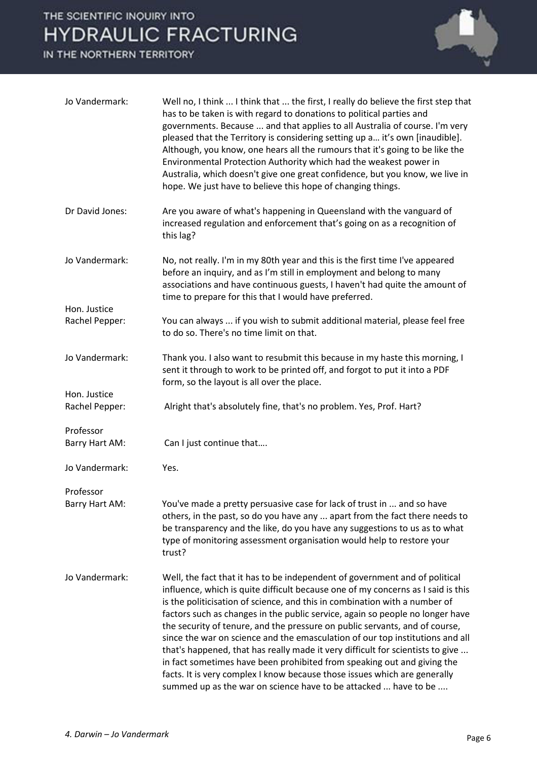**Jo Vandermark:** Well no, I think ... I think that ... the first, I really do believe the first step that has to be taken is with regard to donations to political parties and governments. Because ... and that applies to all Australia of course. I'm very pleased that the Territory is considering setting up a… it's own [inaudible]. Although, you know, one hears all the rumours that it's going to be like the Environmental Protection Authority which had the weakest power in Australia, which doesn't give one great confidence, but you know, we live in hope. We just have to believe this hope of changing things.

**Dr David Jones:** Are you aware of what's happening in Queensland with the vanguard of increased regulation and enforcement that's going on as a recognition of this lag?

**Jo Vandermark:** No, not really. I'm in my 80th year and this is the first time I've appeared before an inquiry, and as I'm still in employment and belong to many associations and have continuous guests, I haven't had quite the amount of time to prepare for this that I would have preferred.

**Hon. Justice Rachel Pepper:** You can always ... if you wish to submit additional material, please feel free to do so. There's no time limit on that.

**Jo Vandermark:** Thank you. I also want to resubmit this because in my haste this morning, I sent it through to work to be printed off, and forgot to put it into a PDF form, so the layout is all over the place.

**Hon. Justice Rachel Pepper:** Alright that's absolutely fine, that's no problem. Yes, Prof. Hart?

**Professor Barry Hart AM:** Can I just continue that….

**Jo Vandermark:** Yes.

**Professor Barry Hart AM:** You've made a pretty persuasive case for lack of trust in ... and so have others, in the past, so do you have any ... apart from the fact there needs to be transparency and the like, do you have any suggestions to us as to what type of monitoring assessment organisation would help to restore your trust?

**Jo Vandermark:** Well, the fact that it has to be independent of government and of political influence, which is quite difficult because one of my concerns as I said is this is the politicisation of science, and this in combination with a number of factors such as changes in the public service, again so people no longer have the security of tenure, and the pressure on public servants, and of course, since the war on science and the emasculation of our top institutions and all that's happened, that has really made it very difficult for scientists to give ... in fact sometimes have been prohibited from speaking out and giving the facts. It is very complex I know because those issues which are generally summed up as the war on science have to be attacked ... have to be ....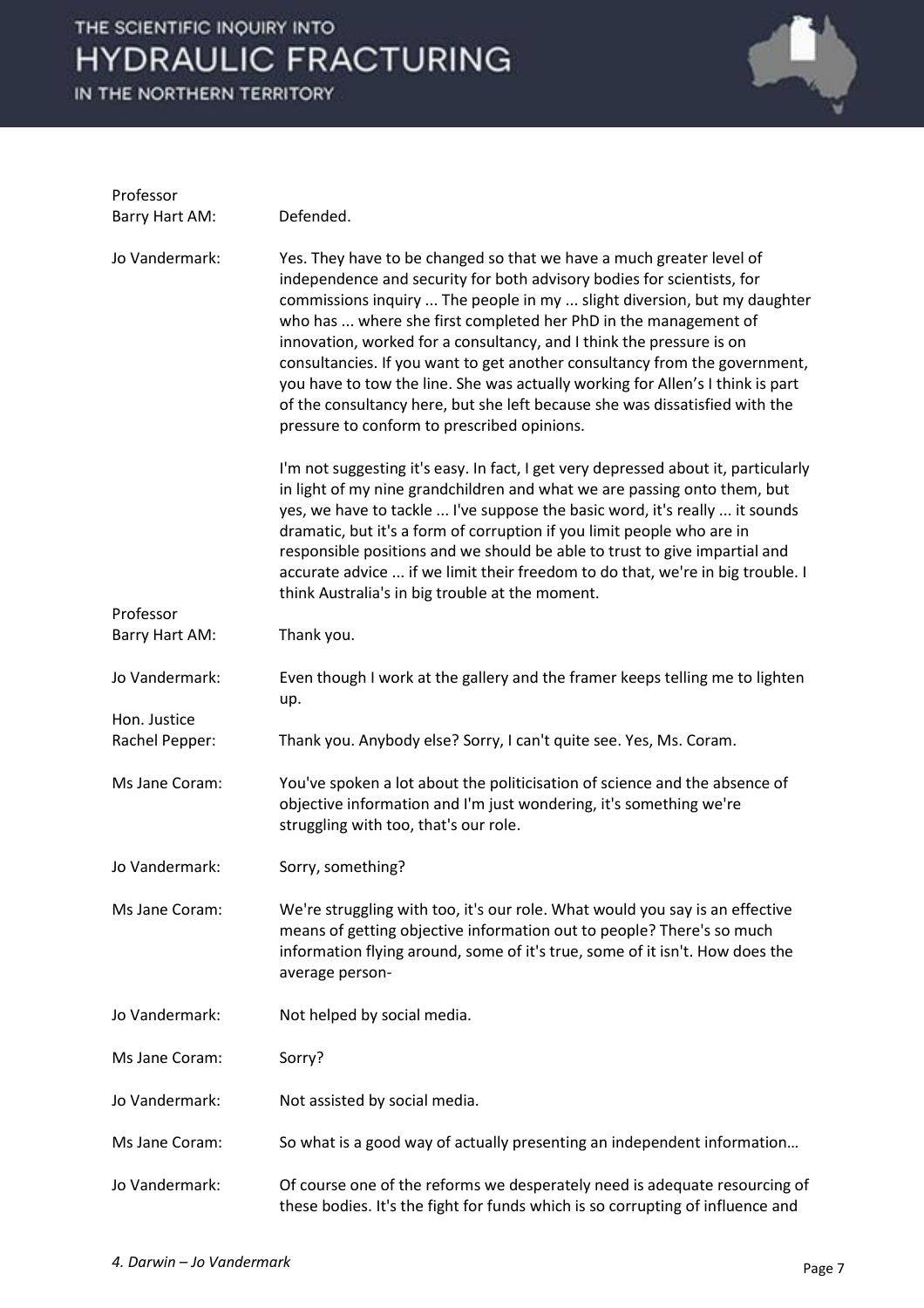Professor Barry Hart AM: Defended.

Jo Vandermark: Yes. They have to be changed so that we have a much greater level of independence and security for both advisory bodies for scientists, for commissions inquiry ... The people in my ... slight diversion, but my daughter who has ... where she first completed her PhD in the management of innovation, worked for a consultancy, and I think the pressure is on consultancies. If you want to get another consultancy from the government, you have to tow the line. She was actually working for Allen's I think is part of the consultancy here, but she left because she was dissatisfied with the pressure to conform to prescribed opinions.

I'm not suggesting it's easy. In fact, I get very depressed about it, particularly in light of my nine grandchildren and what we are passing onto them, but yes, we have to tackle ... I've suppose the basic word, it's really ... it sounds dramatic, but it's a form of corruption if you limit people who are in responsible positions and we should be able to trust to give impartial and accurate advice ... if we limit their freedom to do that, we're in big trouble. I think Australia's in big trouble at the moment.

Professor Barry Hart AM: Thank you.

Jo Vandermark: Even though I work at the gallery and the framer keeps telling me to lighten up.

Hon. Justice Rachel Pepper: Thank you. Anybody else? Sorry, I can't quite see. Yes, Ms. Coram.

Ms Jane Coram: You've spoken a lot about the politicisation of science and the absence of objective information and I'm just wondering, it's something we're struggling with too, that's our role.

Jo Vandermark: Sorry, something?

Ms Jane Coram: We're struggling with too, it's our role. What would you say is an effective means of getting objective information out to people? There's so much information flying around, some of it's true, some of it isn't. How does the average person-

Jo Vandermark: Not helped by social media.

Ms Jane Coram: Sorry?

Jo Vandermark: Not assisted by social media.

Ms Jane Coram: So what is a good way of actually presenting an independent information…

Jo Vandermark: Of course one of the reforms we desperately need is adequate resourcing of these bodies. It's the fight for funds which is so corrupting of influence and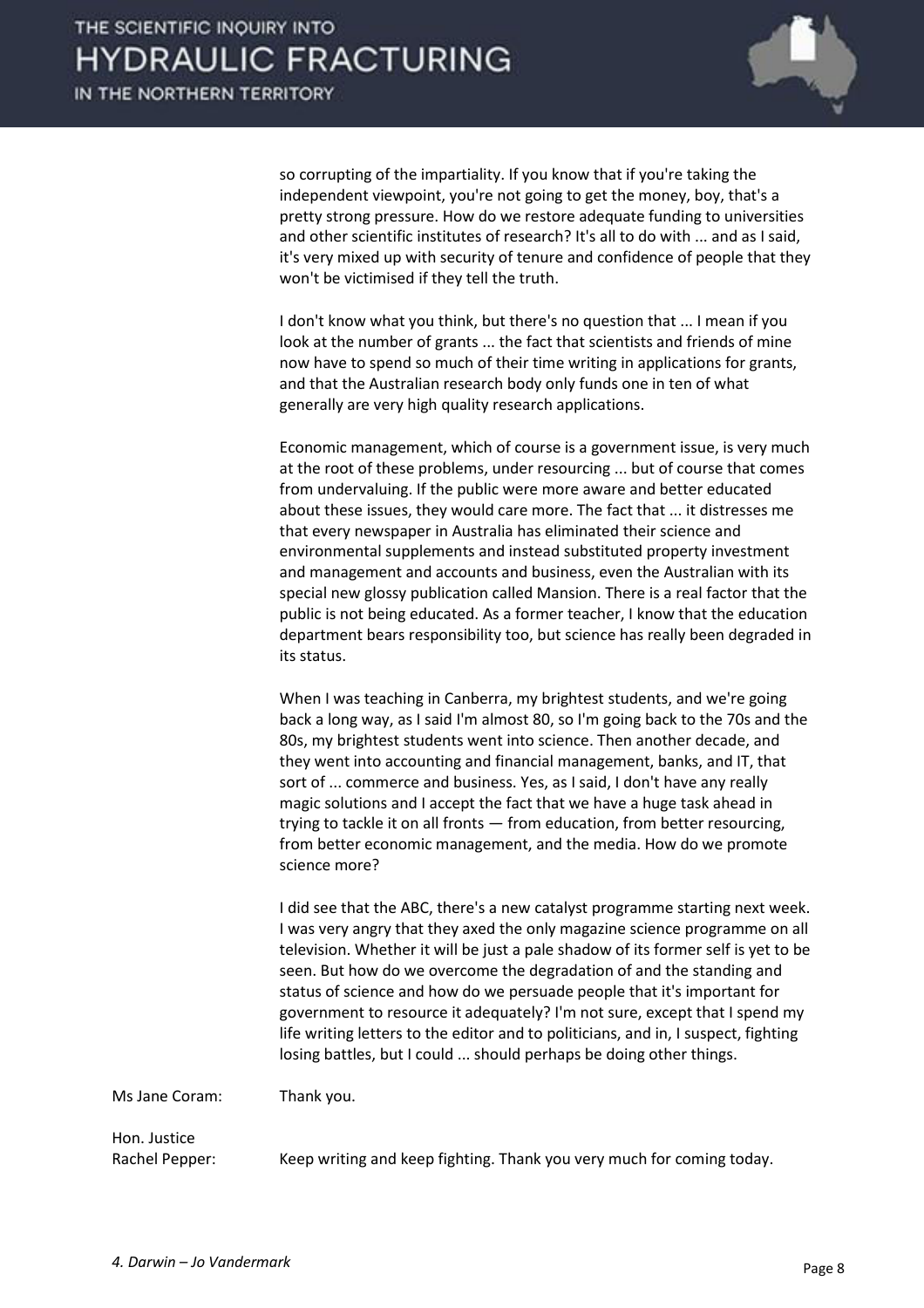so corrupting of the impartiality. If you know that if you're taking the independent viewpoint, you're not going to get the money, boy, that's a pretty strong pressure. How do we restore adequate funding to universities and other scientific institutes of research? It's all to do with ... and as I said, it's very mixed up with security of tenure and confidence of people that they won't be victimised if they tell the truth.

I don't know what you think, but there's no question that ... I mean if you look at the number of grants ... the fact that scientists and friends of mine now have to spend so much of their time writing in applications for grants, and that the Australian research body only funds one in ten of what generally are very high quality research applications.

Economic management, which of course is a government issue, is very much at the root of these problems, under resourcing ... but of course that comes from undervaluing. If the public were more aware and better educated about these issues, they would care more. The fact that ... it distresses me that every newspaper in Australia has eliminated their science and environmental supplements and instead substituted property investment and management and accounts and business, even the Australian with its special new glossy publication called Mansion. There is a real factor that the public is not being educated. As a former teacher, I know that the education department bears responsibility too, but science has really been degraded in its status.

When I was teaching in Canberra, my brightest students, and we're going back a long way, as I said I'm almost 80, so I'm going back to the 70s and the 80s, my brightest students went into science. Then another decade, and they went into accounting and financial management, banks, and IT, that sort of ... commerce and business. Yes, as I said, I don't have any really magic solutions and I accept the fact that we have a huge task ahead in trying to tackle it on all fronts — from education, from better resourcing, from better economic management, and the media. How do we promote science more?

I did see that the ABC, there's a new catalyst programme starting next week. I was very angry that they axed the only magazine science programme on all television. Whether it will be just a pale shadow of its former self is yet to be seen. But how do we overcome the degradation of and the standing and status of science and how do we persuade people that it's important for government to resource it adequately? I'm not sure, except that I spend my life writing letters to the editor and to politicians, and in, I suspect, fighting losing battles, but I could ... should perhaps be doing other things.

Ms Jane Coram: Thank you.

Hon. Justice Rachel Pepper: Keep writing and keep fighting. Thank you very much for coming today.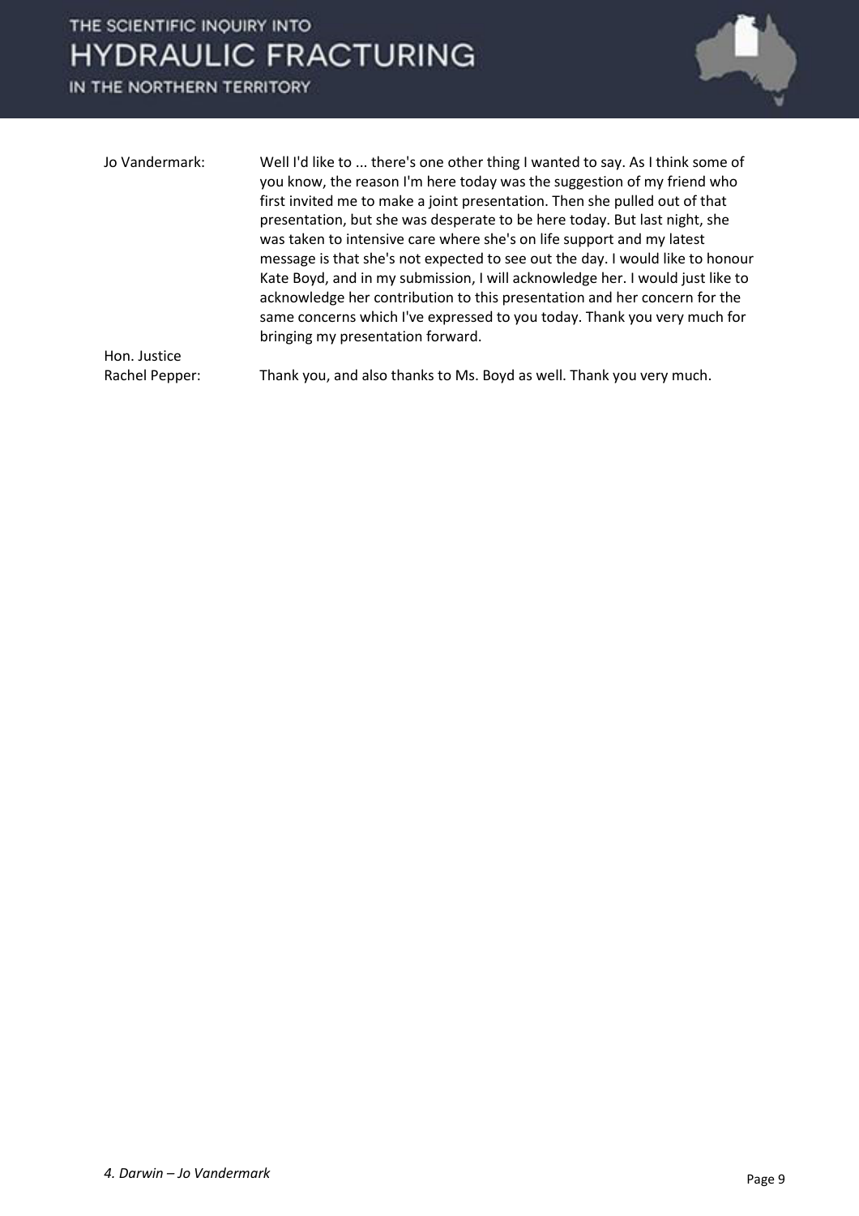Jo Vandermark: Well I'd like to ... there's one other thing I wanted to say. As I think some of you know, the reason I'm here today was the suggestion of my friend who first invited me to make a joint presentation. Then she pulled out of that presentation, but she was desperate to be here today. But last night, she was taken to intensive care where she's on life support and my latest message is that she's not expected to see out the day. I would like to honour Kate Boyd, and in my submission, I will acknowledge her. I would just like to acknowledge her contribution to this presentation and her concern for the same concerns which I've expressed to you today. Thank you very much for bringing my presentation forward.

Hon. Justice Rachel Pepper: Thank you, and also thanks to Ms. Boyd as well. Thank you very much.